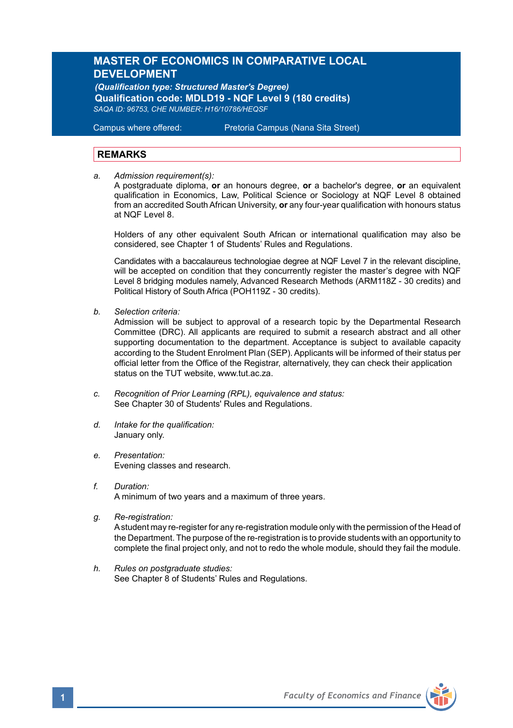# MASTER OF ECONOMICS IN COMPARATIVE LOCAL DEVELOPMENT

*(Qualification type: Structured Master's Degree)*

**Qualification code: MDLD19 - NQF Level 9 (180 credits)**

*SAQA ID: 96753, CHE NUMBER: H16/10786/HEQSF*

Campus where offered: Pretoria Campus (Nana Sita Street)

## REMARKS

a. *Admission requirement(s):*
A postgraduate diploma, **or** an honours degree, **or** a bachelor's degree, **or** an equivalent qualification in Economics, Law, Political Science or Sociology at NQF Level 8 obtained from an accredited South African University, **or** any four-year qualification with honours status at NQF Level 8.

Holders of any other equivalent South African or international qualification may also be considered, see Chapter 1 of Students' Rules and Regulations.

Candidates with a baccalaureus technologiae degree at NQF Level 7 in the relevant discipline, will be accepted on condition that they concurrently register the master's degree with NQF Level 8 bridging modules namely, Advanced Research Methods (ARM118Z - 30 credits) and Political History of South Africa (POH119Z - 30 credits).

b. *Selection criteria:*
Admission will be subject to approval of a research topic by the Departmental Research Committee (DRC). All applicants are required to submit a research abstract and all other supporting documentation to the department. Acceptance is subject to available capacity according to the Student Enrolment Plan (SEP). Applicants will be informed of their status per official letter from the Office of the Registrar, alternatively, they can check their application status on the TUT website, www.tut.ac.za.

c. *Recognition of Prior Learning (RPL), equivalence and status:*
See Chapter 30 of Students' Rules and Regulations.

d. *Intake for the qualification:*
January only.

e. *Presentation:*
Evening classes and research.

f. *Duration:*
A minimum of two years and a maximum of three years.

g. *Re-registration:*
A student may re-register for any re-registration module only with the permission of the Head of the Department. The purpose of the re-registration is to provide students with an opportunity to complete the final project only, and not to redo the whole module, should they fail the module.

h. *Rules on postgraduate studies:*
See Chapter 8 of Students' Rules and Regulations.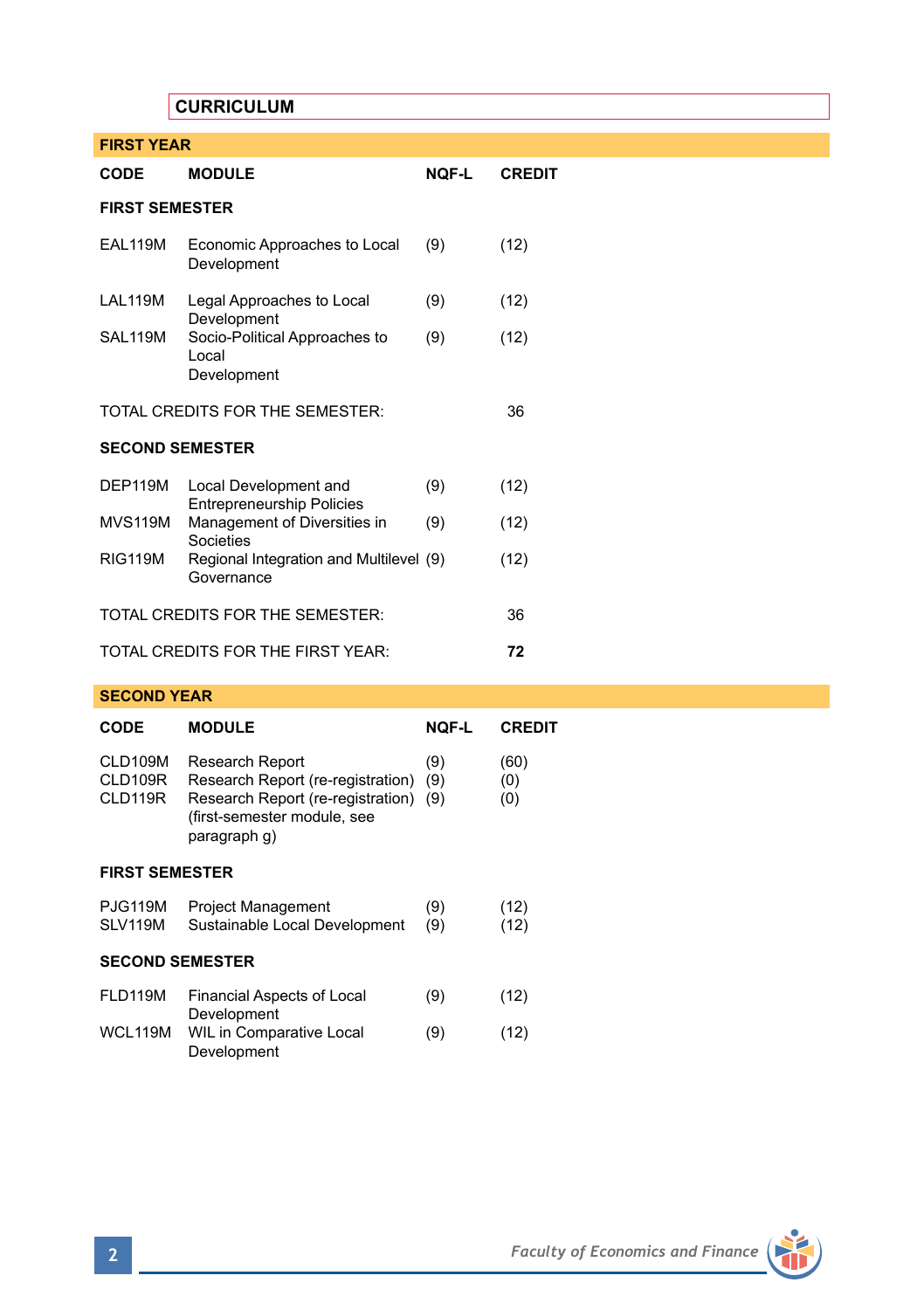## CURRICULUM

### FIRST YEAR

| CODE | MODULE | NQF-L | CREDIT |
|---|---|---|---|
| **FIRST SEMESTER** | | | |
| EAL119M | Economic Approaches to Local Development | (9) | (12) |
| LAL119M | Legal Approaches to Local Development | (9) | (12) |
| SAL119M | Socio-Political Approaches to Local Development | (9) | (12) |
| TOTAL CREDITS FOR THE SEMESTER: | | | 36 |
| **SECOND SEMESTER** | | | |
| DEP119M | Local Development and Entrepreneurship Policies | (9) | (12) |
| MVS119M | Management of Diversities in Societies | (9) | (12) |
| RIG119M | Regional Integration and Multilevel Governance | (9) | (12) |
| TOTAL CREDITS FOR THE SEMESTER: | | | 36 |
| TOTAL CREDITS FOR THE FIRST YEAR: | | | **72** |

### SECOND YEAR

| CODE | MODULE | NQF-L | CREDIT |
|---|---|---|---|
| CLD109M | Research Report | (9) | (60) |
| CLD109R | Research Report (re-registration) | (9) | (0) |
| CLD119R | Research Report (re-registration) (first-semester module, see paragraph g) | (9) | (0) |
| **FIRST SEMESTER** | | | |
| PJG119M | Project Management | (9) | (12) |
| SLV119M | Sustainable Local Development | (9) | (12) |
| **SECOND SEMESTER** | | | |
| FLD119M | Financial Aspects of Local Development | (9) | (12) |
| WCL119M | WIL in Comparative Local Development | (9) | (12) |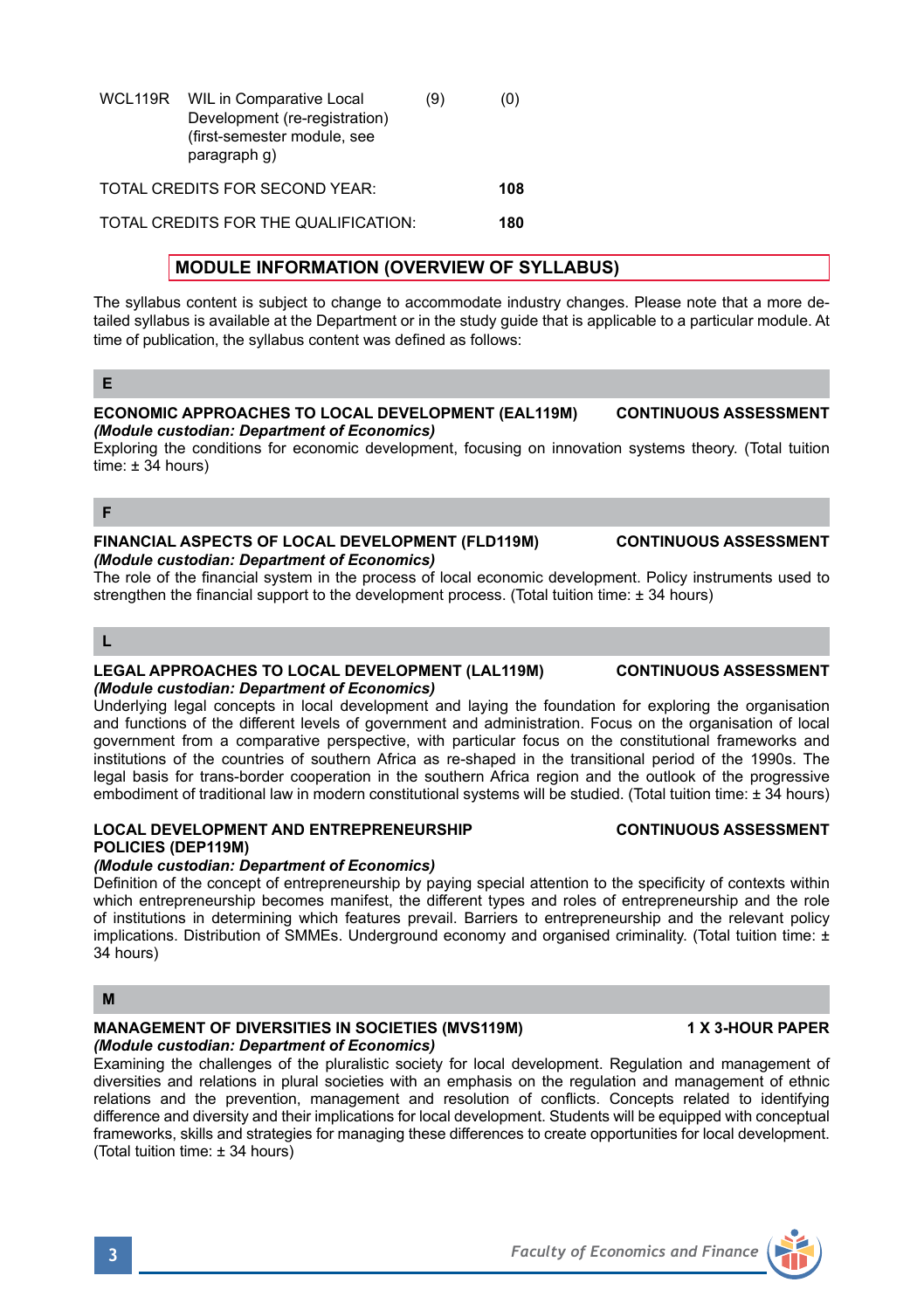| | | | |
|---|---|---|---|
| WCL119R | WIL in Comparative Local Development (re-registration) (first-semester module, see paragraph g) | (9) | (0) |
| TOTAL CREDITS FOR SECOND YEAR: | | | **108** |
| TOTAL CREDITS FOR THE QUALIFICATION: | | | **180** |

## MODULE INFORMATION (OVERVIEW OF SYLLABUS)

The syllabus content is subject to change to accommodate industry changes. Please note that a more detailed syllabus is available at the Department or in the study guide that is applicable to a particular module. At time of publication, the syllabus content was defined as follows:

### E

**ECONOMIC APPROACHES TO LOCAL DEVELOPMENT (EAL119M) — CONTINUOUS ASSESSMENT**
*(Module custodian: Department of Economics)*
Exploring the conditions for economic development, focusing on innovation systems theory. (Total tuition time: ± 34 hours)

### F

**FINANCIAL ASPECTS OF LOCAL DEVELOPMENT (FLD119M) — CONTINUOUS ASSESSMENT**
*(Module custodian: Department of Economics)*
The role of the financial system in the process of local economic development. Policy instruments used to strengthen the financial support to the development process. (Total tuition time: ± 34 hours)

### L

**LEGAL APPROACHES TO LOCAL DEVELOPMENT (LAL119M) — CONTINUOUS ASSESSMENT**
*(Module custodian: Department of Economics)*
Underlying legal concepts in local development and laying the foundation for exploring the organisation and functions of the different levels of government and administration. Focus on the organisation of local government from a comparative perspective, with particular focus on the constitutional frameworks and institutions of the countries of southern Africa as re-shaped in the transitional period of the 1990s. The legal basis for trans-border cooperation in the southern Africa region and the outlook of the progressive embodiment of traditional law in modern constitutional systems will be studied. (Total tuition time: ± 34 hours)

**LOCAL DEVELOPMENT AND ENTREPRENEURSHIP POLICIES (DEP119M) — CONTINUOUS ASSESSMENT**
*(Module custodian: Department of Economics)*
Definition of the concept of entrepreneurship by paying special attention to the specificity of contexts within which entrepreneurship becomes manifest, the different types and roles of entrepreneurship and the role of institutions in determining which features prevail. Barriers to entrepreneurship and the relevant policy implications. Distribution of SMMEs. Underground economy and organised criminality. (Total tuition time: ± 34 hours)

### M

**MANAGEMENT OF DIVERSITIES IN SOCIETIES (MVS119M) — 1 X 3-HOUR PAPER**
*(Module custodian: Department of Economics)*
Examining the challenges of the pluralistic society for local development. Regulation and management of diversities and relations in plural societies with an emphasis on the regulation and management of ethnic relations and the prevention, management and resolution of conflicts. Concepts related to identifying difference and diversity and their implications for local development. Students will be equipped with conceptual frameworks, skills and strategies for managing these differences to create opportunities for local development. (Total tuition time: ± 34 hours)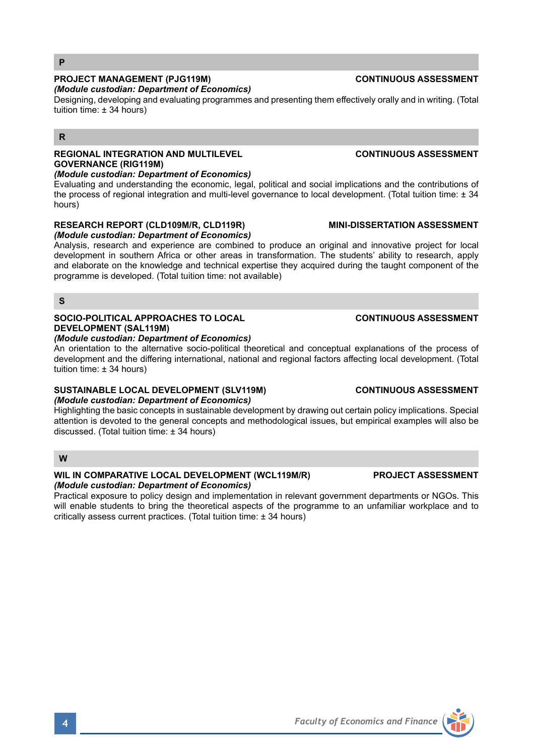## P

**PROJECT MANAGEMENT (PJG119M)** **CONTINUOUS ASSESSMENT**

***(Module custodian: Department of Economics)***

Designing, developing and evaluating programmes and presenting them effectively orally and in writing. (Total tuition time: ± 34 hours)

## R

**REGIONAL INTEGRATION AND MULTILEVEL GOVERNANCE (RIG119M)** **CONTINUOUS ASSESSMENT**

***(Module custodian: Department of Economics)***

Evaluating and understanding the economic, legal, political and social implications and the contributions of the process of regional integration and multi-level governance to local development. (Total tuition time: ± 34 hours)

**RESEARCH REPORT (CLD109M/R, CLD119R)** **MINI-DISSERTATION ASSESSMENT**

***(Module custodian: Department of Economics)***

Analysis, research and experience are combined to produce an original and innovative project for local development in southern Africa or other areas in transformation. The students' ability to research, apply and elaborate on the knowledge and technical expertise they acquired during the taught component of the programme is developed. (Total tuition time: not available)

## S

**SOCIO-POLITICAL APPROACHES TO LOCAL DEVELOPMENT (SAL119M)** **CONTINUOUS ASSESSMENT**

***(Module custodian: Department of Economics)***

An orientation to the alternative socio-political theoretical and conceptual explanations of the process of development and the differing international, national and regional factors affecting local development. (Total tuition time: ± 34 hours)

**SUSTAINABLE LOCAL DEVELOPMENT (SLV119M)** **CONTINUOUS ASSESSMENT**

***(Module custodian: Department of Economics)***

Highlighting the basic concepts in sustainable development by drawing out certain policy implications. Special attention is devoted to the general concepts and methodological issues, but empirical examples will also be discussed. (Total tuition time: ± 34 hours)

## W

**WIL IN COMPARATIVE LOCAL DEVELOPMENT (WCL119M/R)** **PROJECT ASSESSMENT**

***(Module custodian: Department of Economics)***

Practical exposure to policy design and implementation in relevant government departments or NGOs. This will enable students to bring the theoretical aspects of the programme to an unfamiliar workplace and to critically assess current practices. (Total tuition time: ± 34 hours)